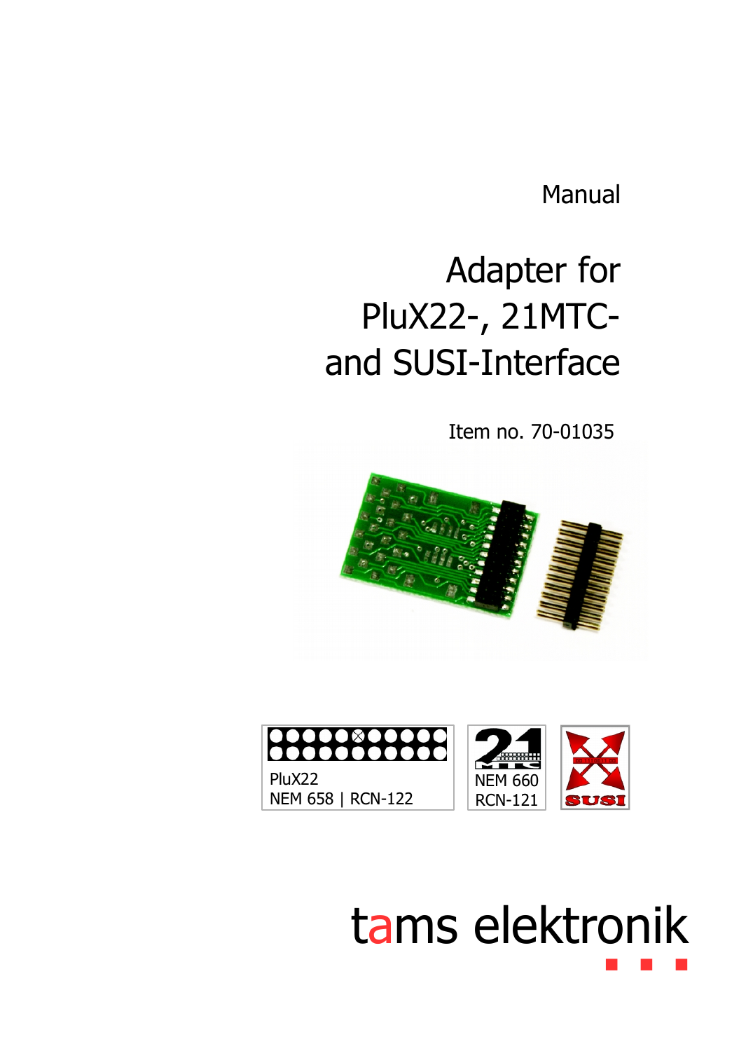Manual

# Adapter for PluX22-, 21MTC- and SUSI-Interface

Item no. 70-01035

PluX22
NEM 658 | RCN-122

NEM 660
RCN-121

SUSI

tams elektronik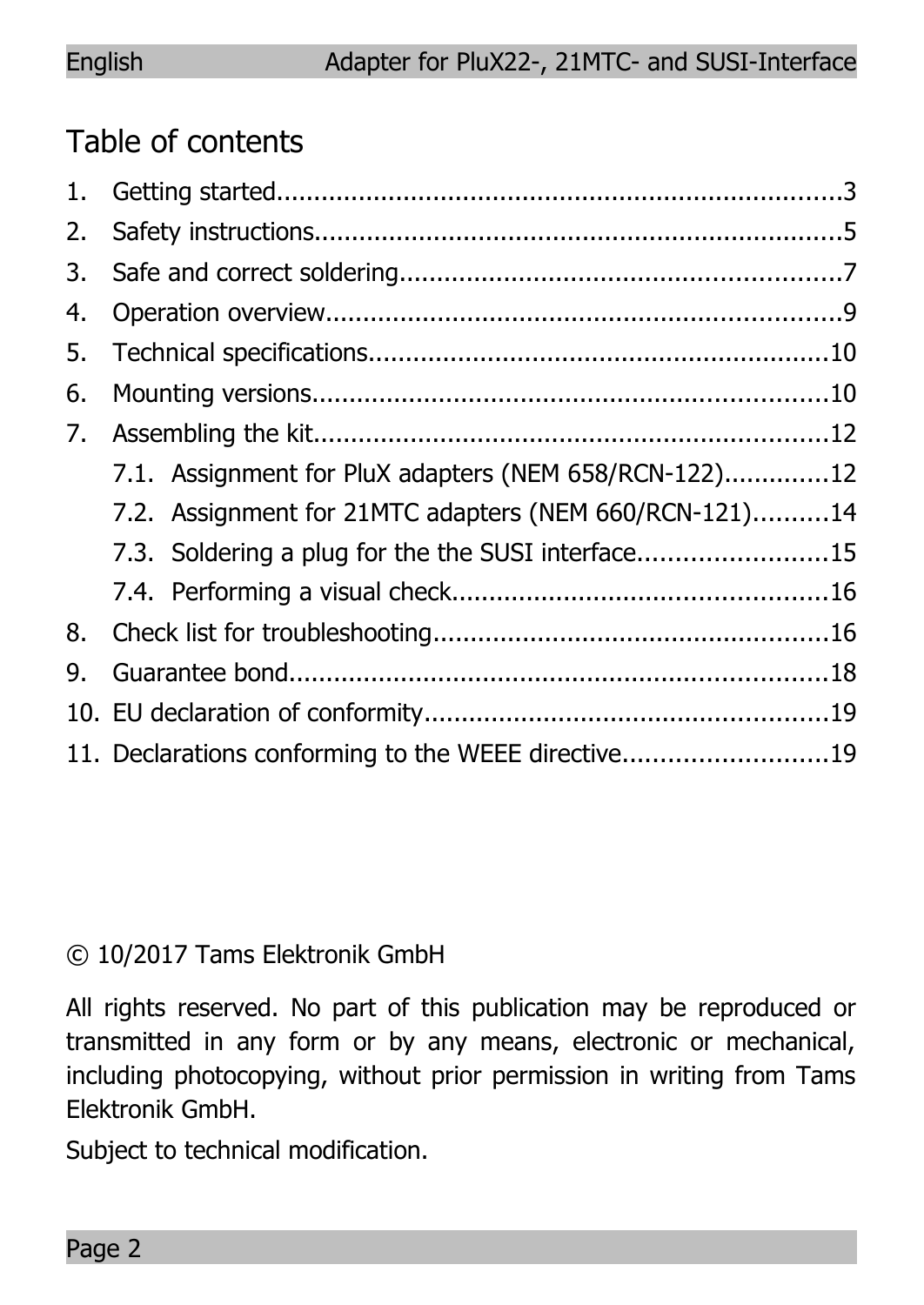# Table of contents

1. Getting started.....3
2. Safety instructions.....5
3. Safe and correct soldering.....7
4. Operation overview.....9
5. Technical specifications.....10
6. Mounting versions.....10
7. Assembling the kit.....12
   - 7.1. Assignment for PluX adapters (NEM 658/RCN-122).....12
   - 7.2. Assignment for 21MTC adapters (NEM 660/RCN-121).....14
   - 7.3. Soldering a plug for the the SUSI interface.....15
   - 7.4. Performing a visual check.....16
8. Check list for troubleshooting.....16
9. Guarantee bond.....18
10. EU declaration of conformity.....19
11. Declarations conforming to the WEEE directive.....19

© 10/2017 Tams Elektronik GmbH

All rights reserved. No part of this publication may be reproduced or transmitted in any form or by any means, electronic or mechanical, including photocopying, without prior permission in writing from Tams Elektronik GmbH.

Subject to technical modification.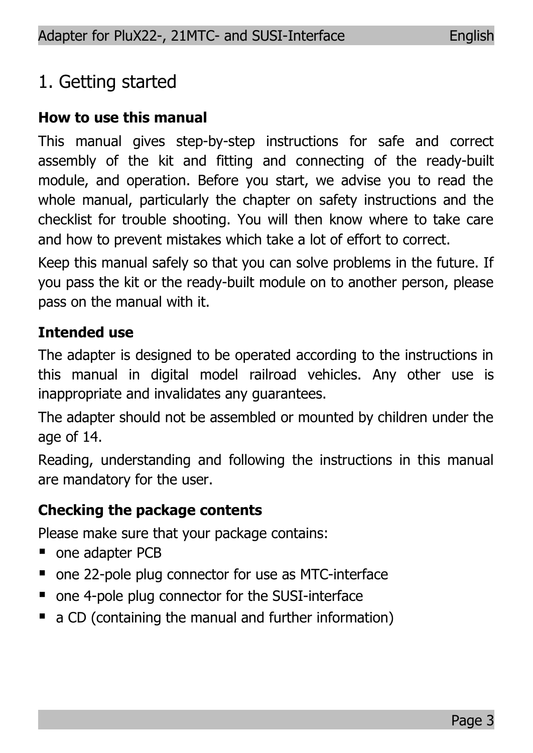# 1. Getting started

### How to use this manual

This manual gives step-by-step instructions for safe and correct assembly of the kit and fitting and connecting of the ready-built module, and operation. Before you start, we advise you to read the whole manual, particularly the chapter on safety instructions and the checklist for trouble shooting. You will then know where to take care and how to prevent mistakes which take a lot of effort to correct.

Keep this manual safely so that you can solve problems in the future. If you pass the kit or the ready-built module on to another person, please pass on the manual with it.

### Intended use

The adapter is designed to be operated according to the instructions in this manual in digital model railroad vehicles. Any other use is inappropriate and invalidates any guarantees.

The adapter should not be assembled or mounted by children under the age of 14.

Reading, understanding and following the instructions in this manual are mandatory for the user.

### Checking the package contents

Please make sure that your package contains:

- one adapter PCB
- one 22-pole plug connector for use as MTC-interface
- one 4-pole plug connector for the SUSI-interface
- a CD (containing the manual and further information)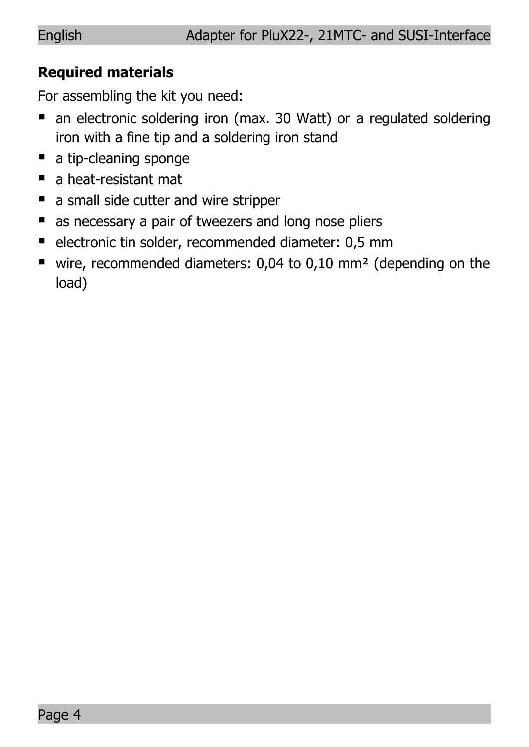## Required materials

For assembling the kit you need:

- an electronic soldering iron (max. 30 Watt) or a regulated soldering iron with a fine tip and a soldering iron stand
- a tip-cleaning sponge
- a heat-resistant mat
- a small side cutter and wire stripper
- as necessary a pair of tweezers and long nose pliers
- electronic tin solder, recommended diameter: 0,5 mm
- wire, recommended diameters: 0,04 to 0,10 mm² (depending on the load)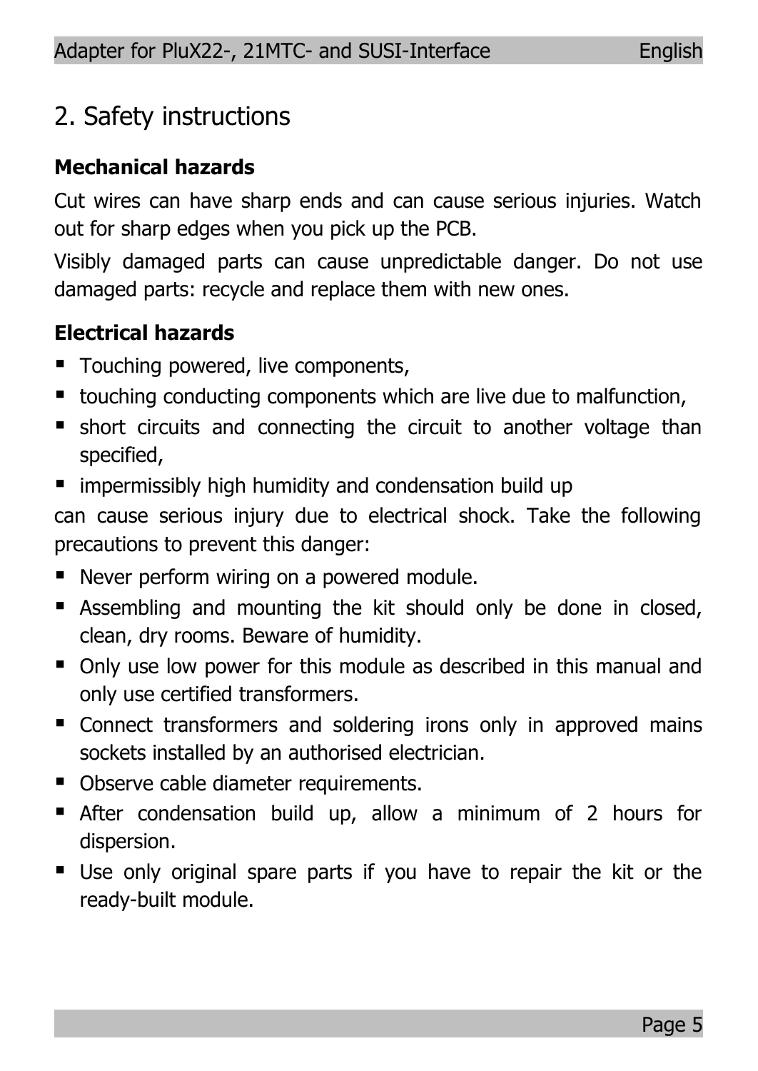## 2. Safety instructions

### Mechanical hazards

Cut wires can have sharp ends and can cause serious injuries. Watch out for sharp edges when you pick up the PCB.

Visibly damaged parts can cause unpredictable danger. Do not use damaged parts: recycle and replace them with new ones.

### Electrical hazards

- Touching powered, live components,
- touching conducting components which are live due to malfunction,
- short circuits and connecting the circuit to another voltage than specified,
- impermissibly high humidity and condensation build up

can cause serious injury due to electrical shock. Take the following precautions to prevent this danger:

- Never perform wiring on a powered module.
- Assembling and mounting the kit should only be done in closed, clean, dry rooms. Beware of humidity.
- Only use low power for this module as described in this manual and only use certified transformers.
- Connect transformers and soldering irons only in approved mains sockets installed by an authorised electrician.
- Observe cable diameter requirements.
- After condensation build up, allow a minimum of 2 hours for dispersion.
- Use only original spare parts if you have to repair the kit or the ready-built module.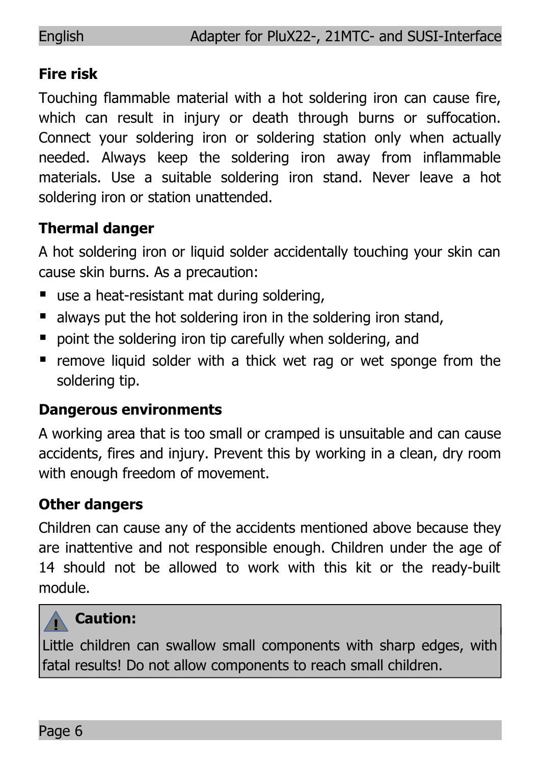**Fire risk**

Touching flammable material with a hot soldering iron can cause fire, which can result in injury or death through burns or suffocation. Connect your soldering iron or soldering station only when actually needed. Always keep the soldering iron away from inflammable materials. Use a suitable soldering iron stand. Never leave a hot soldering iron or station unattended.

**Thermal danger**

A hot soldering iron or liquid solder accidentally touching your skin can cause skin burns. As a precaution:

- use a heat-resistant mat during soldering,
- always put the hot soldering iron in the soldering iron stand,
- point the soldering iron tip carefully when soldering, and
- remove liquid solder with a thick wet rag or wet sponge from the soldering tip.

**Dangerous environments**

A working area that is too small or cramped is unsuitable and can cause accidents, fires and injury. Prevent this by working in a clean, dry room with enough freedom of movement.

**Other dangers**

Children can cause any of the accidents mentioned above because they are inattentive and not responsible enough. Children under the age of 14 should not be allowed to work with this kit or the ready-built module.

> **Caution:**
>
> Little children can swallow small components with sharp edges, with fatal results! Do not allow components to reach small children.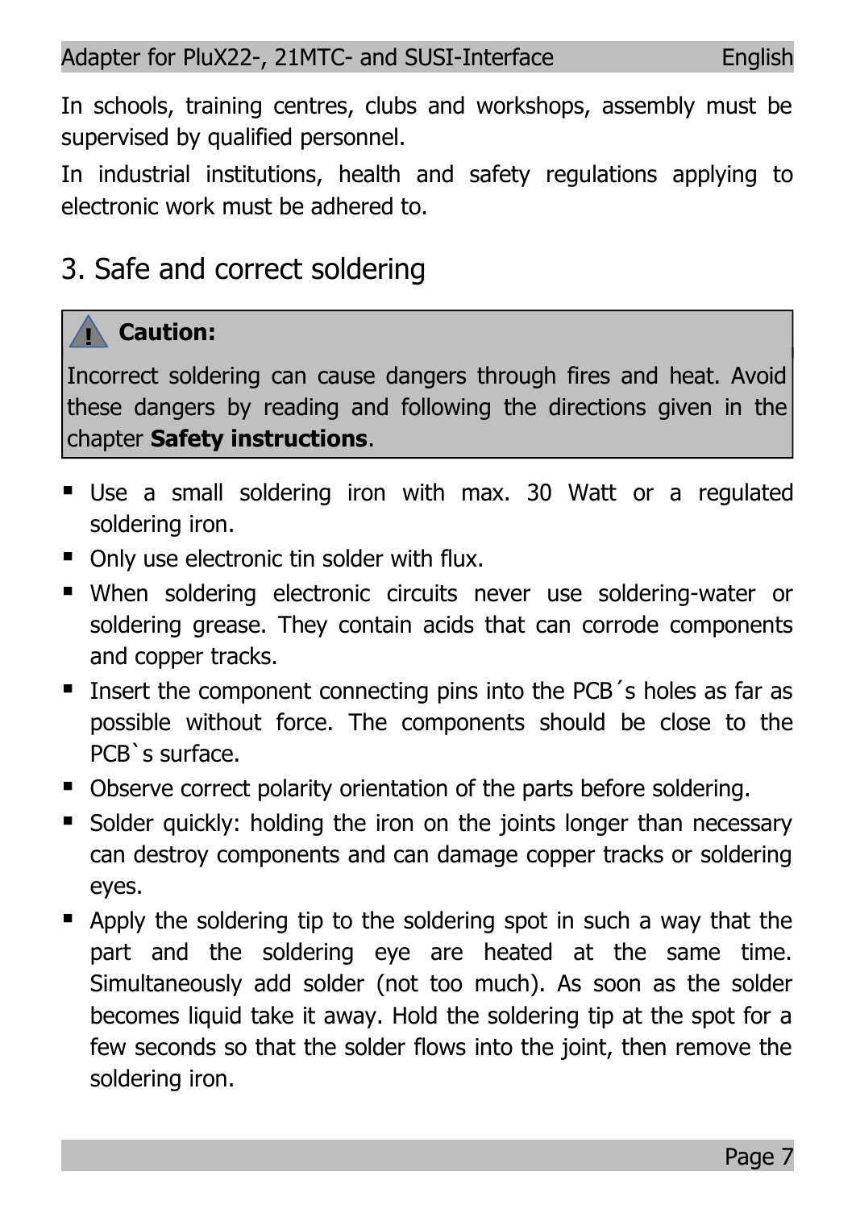In schools, training centres, clubs and workshops, assembly must be supervised by qualified personnel.

In industrial institutions, health and safety regulations applying to electronic work must be adhered to.

## 3. Safe and correct soldering

> **Caution:**
>
> Incorrect soldering can cause dangers through fires and heat. Avoid these dangers by reading and following the directions given in the chapter **Safety instructions**.

- Use a small soldering iron with max. 30 Watt or a regulated soldering iron.
- Only use electronic tin solder with flux.
- When soldering electronic circuits never use soldering-water or soldering grease. They contain acids that can corrode components and copper tracks.
- Insert the component connecting pins into the PCB´s holes as far as possible without force. The components should be close to the PCB`s surface.
- Observe correct polarity orientation of the parts before soldering.
- Solder quickly: holding the iron on the joints longer than necessary can destroy components and can damage copper tracks or soldering eyes.
- Apply the soldering tip to the soldering spot in such a way that the part and the soldering eye are heated at the same time. Simultaneously add solder (not too much). As soon as the solder becomes liquid take it away. Hold the soldering tip at the spot for a few seconds so that the solder flows into the joint, then remove the soldering iron.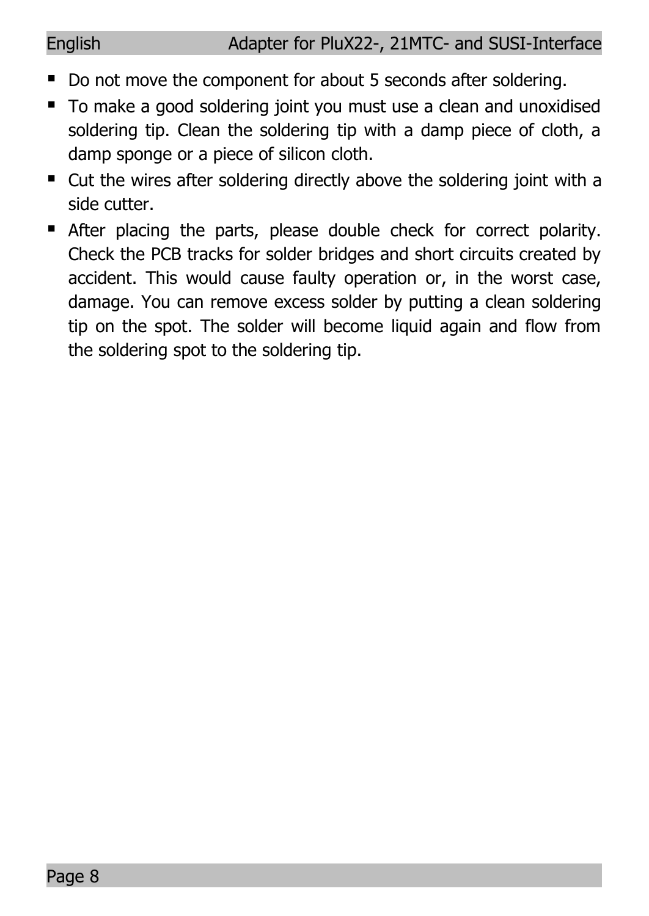- Do not move the component for about 5 seconds after soldering.
- To make a good soldering joint you must use a clean and unoxidised soldering tip. Clean the soldering tip with a damp piece of cloth, a damp sponge or a piece of silicon cloth.
- Cut the wires after soldering directly above the soldering joint with a side cutter.
- After placing the parts, please double check for correct polarity. Check the PCB tracks for solder bridges and short circuits created by accident. This would cause faulty operation or, in the worst case, damage. You can remove excess solder by putting a clean soldering tip on the spot. The solder will become liquid again and flow from the soldering spot to the soldering tip.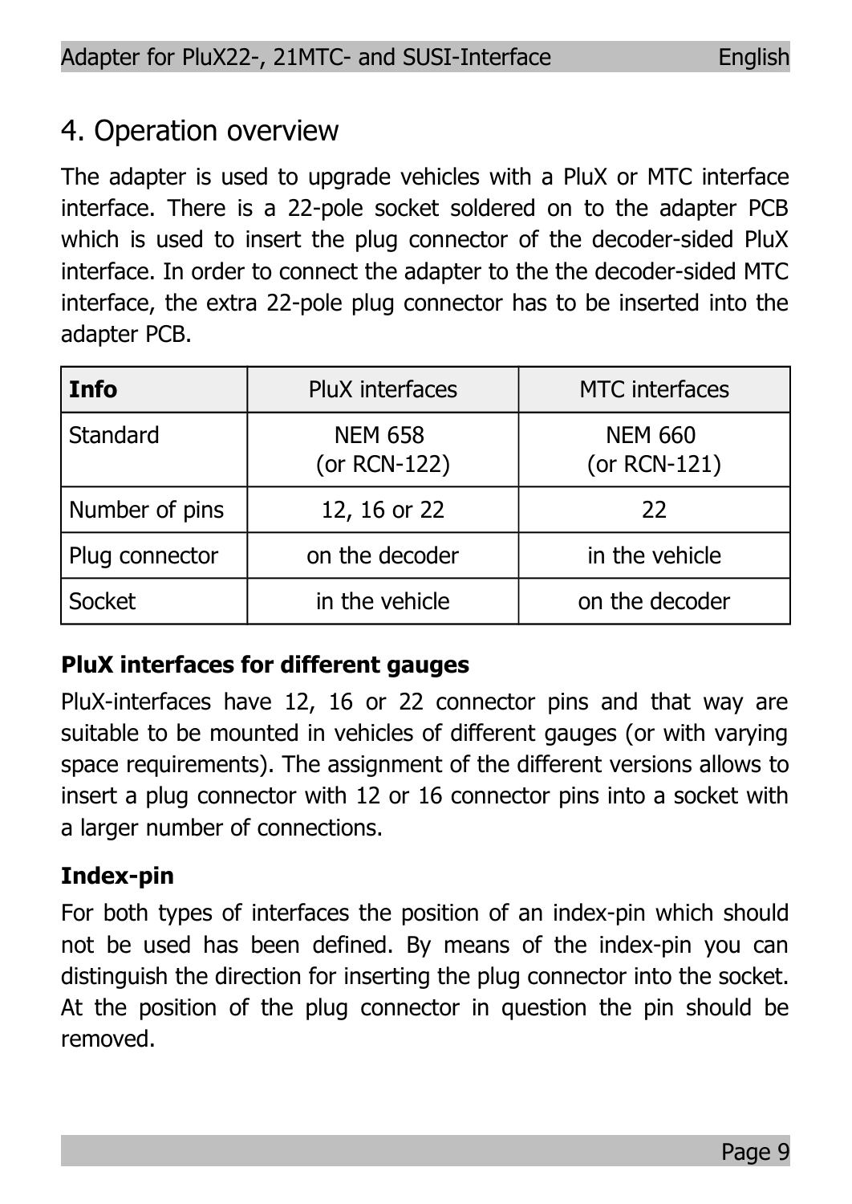# 4. Operation overview

The adapter is used to upgrade vehicles with a PluX or MTC interface interface. There is a 22-pole socket soldered on to the adapter PCB which is used to insert the plug connector of the decoder-sided PluX interface. In order to connect the adapter to the the decoder-sided MTC interface, the extra 22-pole plug connector has to be inserted into the adapter PCB.

| **Info** | PluX interfaces | MTC interfaces |
|---|---|---|
| Standard | NEM 658 (or RCN-122) | NEM 660 (or RCN-121) |
| Number of pins | 12, 16 or 22 | 22 |
| Plug connector | on the decoder | in the vehicle |
| Socket | in the vehicle | on the decoder |

**PluX interfaces for different gauges**

PluX-interfaces have 12, 16 or 22 connector pins and that way are suitable to be mounted in vehicles of different gauges (or with varying space requirements). The assignment of the different versions allows to insert a plug connector with 12 or 16 connector pins into a socket with a larger number of connections.

**Index-pin**

For both types of interfaces the position of an index-pin which should not be used has been defined. By means of the index-pin you can distinguish the direction for inserting the plug connector into the socket. At the position of the plug connector in question the pin should be removed.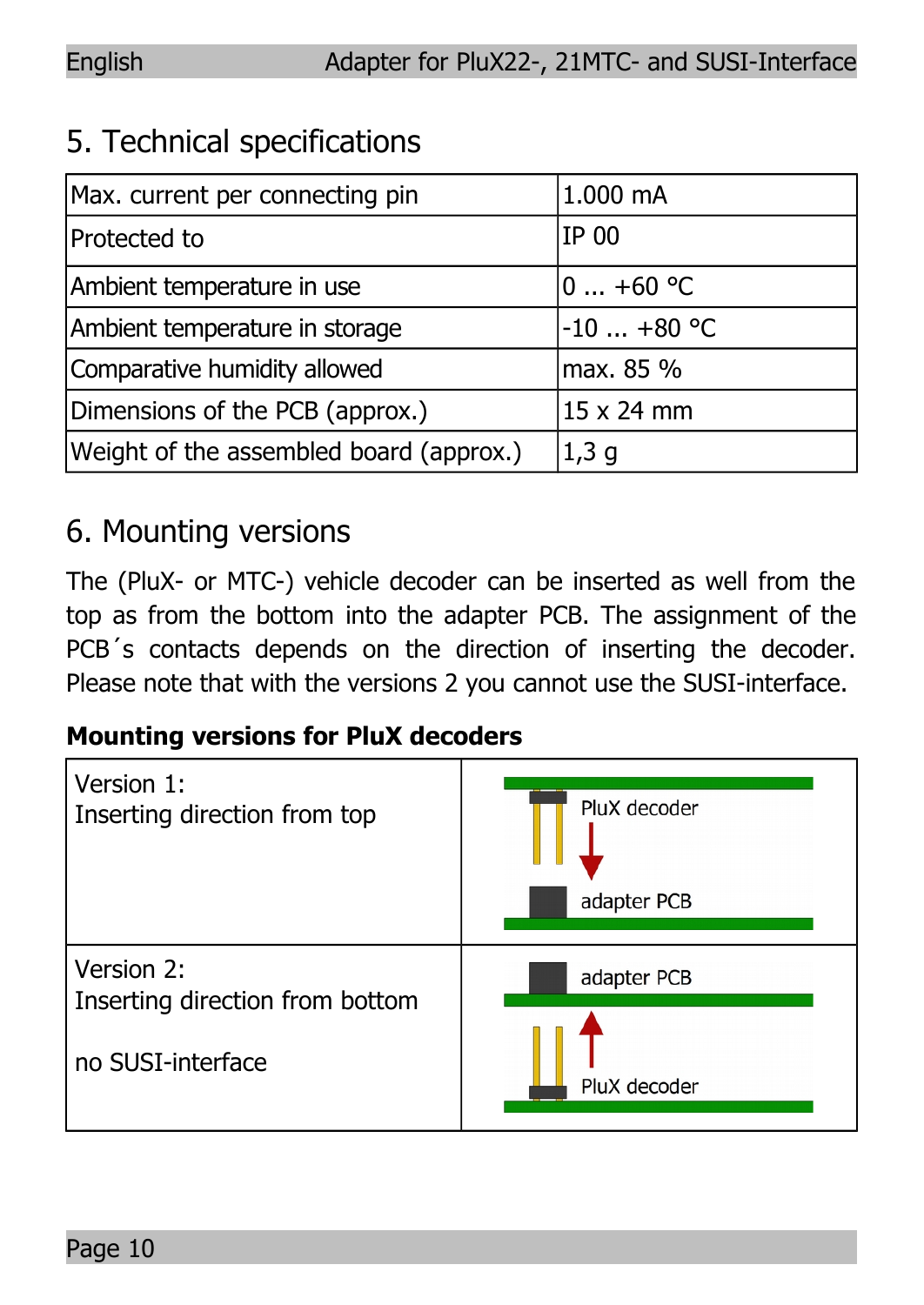## 5. Technical specifications

| Max. current per connecting pin | 1.000 mA |
|---|---|
| Protected to | IP 00 |
| Ambient temperature in use | 0 ... +60 °C |
| Ambient temperature in storage | -10 ... +80 °C |
| Comparative humidity allowed | max. 85 % |
| Dimensions of the PCB (approx.) | 15 x 24 mm |
| Weight of the assembled board (approx.) | 1,3 g |

## 6. Mounting versions

The (PluX- or MTC-) vehicle decoder can be inserted as well from the top as from the bottom into the adapter PCB. The assignment of the PCB´s contacts depends on the direction of inserting the decoder. Please note that with the versions 2 you cannot use the SUSI-interface.

**Mounting versions for PluX decoders**

| Version | Diagram |
|---|---|
| Version 1:<br>Inserting direction from top | PluX decoder<br>adapter PCB |
| Version 2:<br>Inserting direction from bottom<br><br>no SUSI-interface | adapter PCB<br>PluX decoder |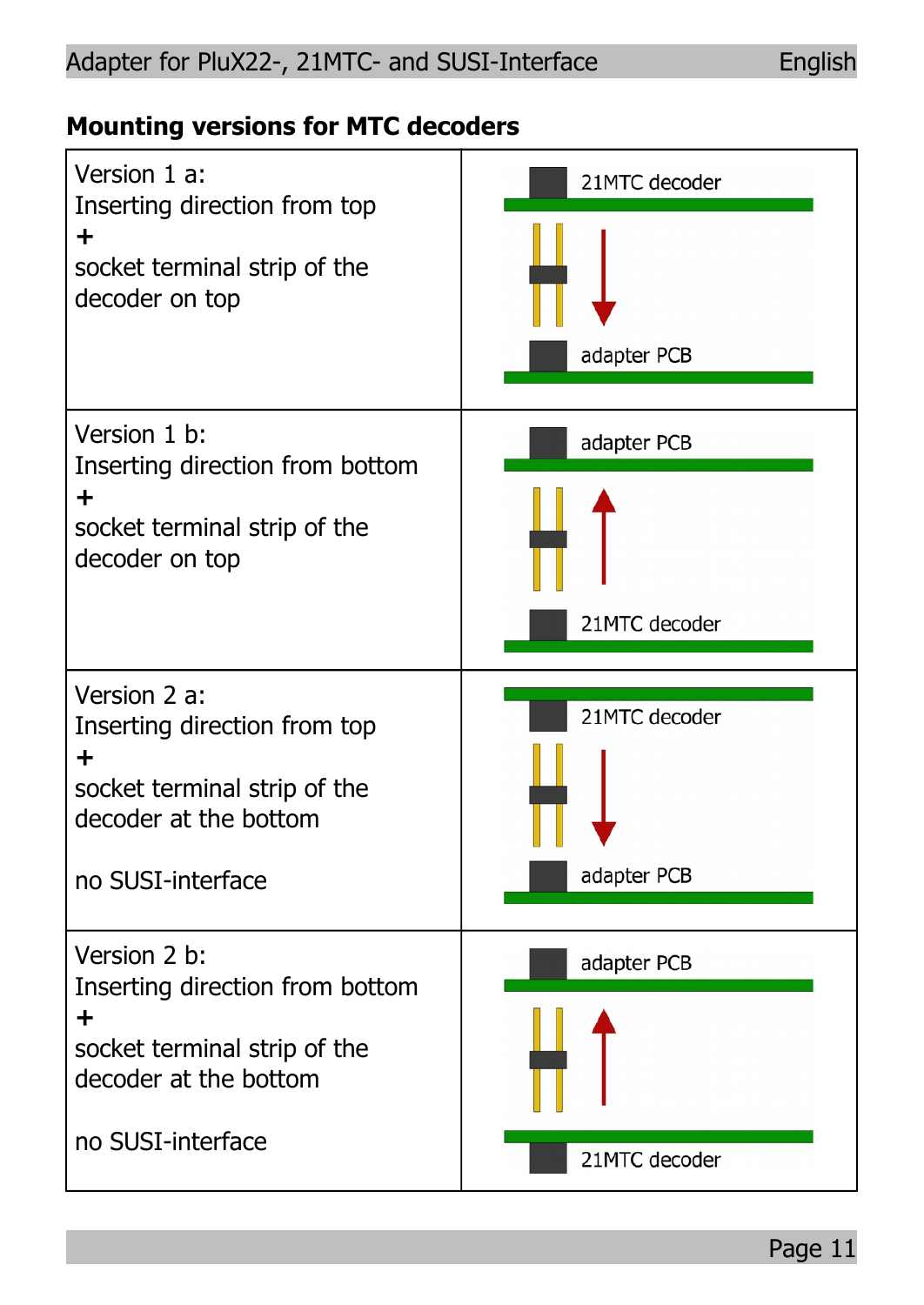## Mounting versions for MTC decoders

| | |
|---|---|
| Version 1 a:<br>Inserting direction from top<br>**+**<br>socket terminal strip of the decoder on top | 21MTC decoder<br>adapter PCB |
| Version 1 b:<br>Inserting direction from bottom<br>**+**<br>socket terminal strip of the decoder on top | adapter PCB<br>21MTC decoder |
| Version 2 a:<br>Inserting direction from top<br>**+**<br>socket terminal strip of the decoder at the bottom<br><br>no SUSI-interface | 21MTC decoder<br>adapter PCB |
| Version 2 b:<br>Inserting direction from bottom<br>**+**<br>socket terminal strip of the decoder at the bottom<br><br>no SUSI-interface | adapter PCB<br>21MTC decoder |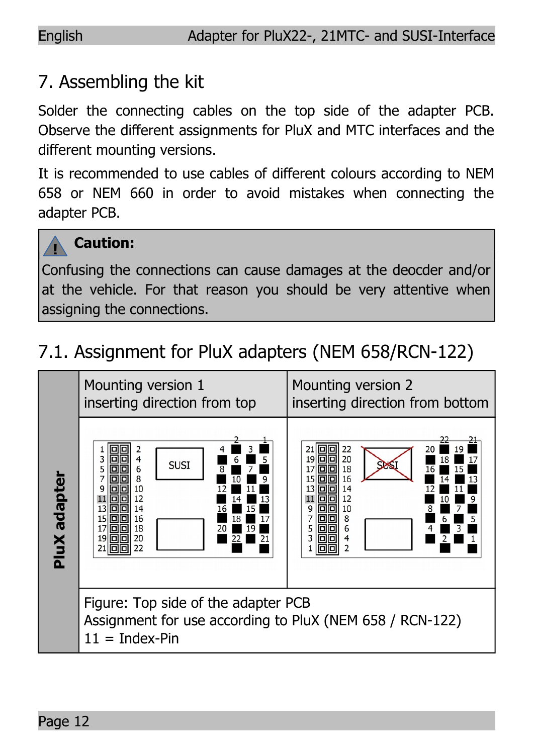## 7. Assembling the kit

Solder the connecting cables on the top side of the adapter PCB. Observe the different assignments for PluX and MTC interfaces and the different mounting versions.

It is recommended to use cables of different colours according to NEM 658 or NEM 660 in order to avoid mistakes when connecting the adapter PCB.

> **Caution:**
> Confusing the connections can cause damages at the deocder and/or at the vehicle. For that reason you should be very attentive when assigning the connections.

## 7.1. Assignment for PluX adapters (NEM 658/RCN-122)

| PluX adapter | Mounting version 1 inserting direction from top | Mounting version 2 inserting direction from bottom |
|---|---|---|
| | Figure: Top side of the adapter PCB<br>Assignment for use according to PluX (NEM 658 / RCN-122)<br>11 = Index-Pin | |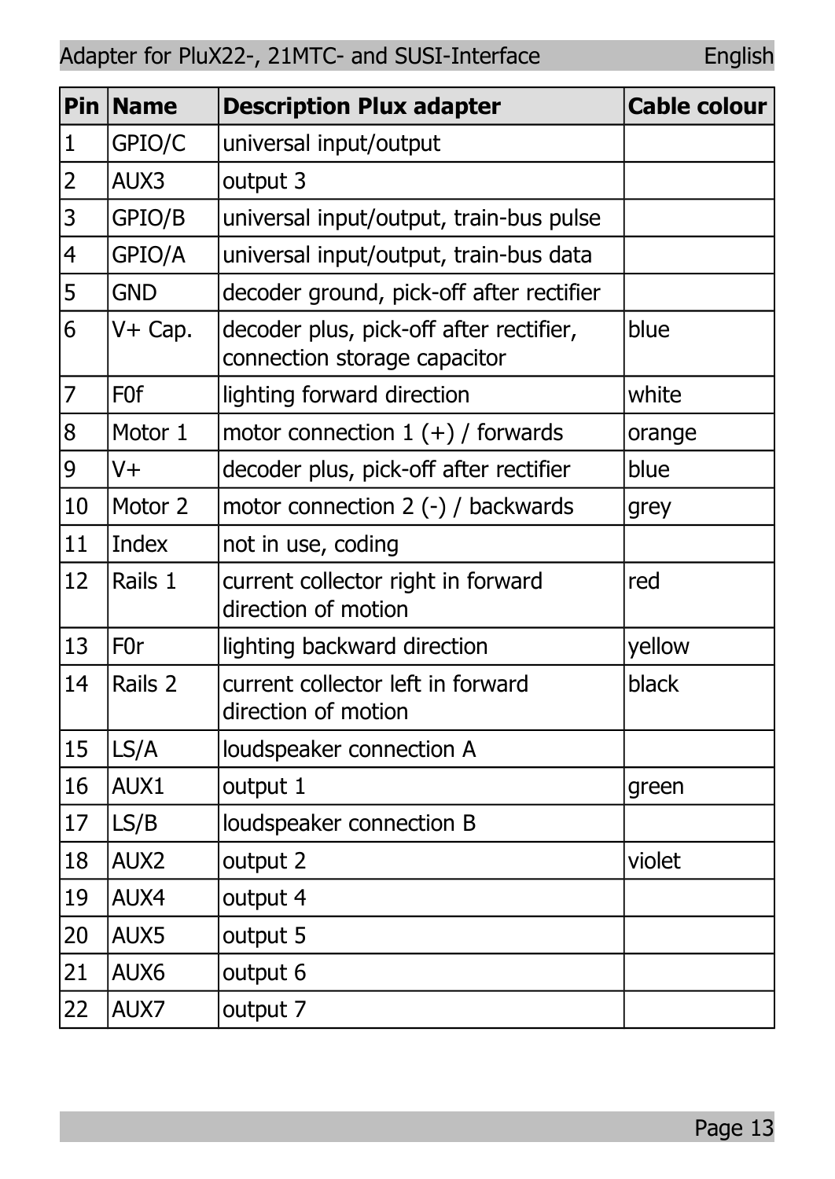| Pin | Name | Description Plux adapter | Cable colour |
|---|---|---|---|
| 1 | GPIO/C | universal input/output | |
| 2 | AUX3 | output 3 | |
| 3 | GPIO/B | universal input/output, train-bus pulse | |
| 4 | GPIO/A | universal input/output, train-bus data | |
| 5 | GND | decoder ground, pick-off after rectifier | |
| 6 | V+ Cap. | decoder plus, pick-off after rectifier, connection storage capacitor | blue |
| 7 | F0f | lighting forward direction | white |
| 8 | Motor 1 | motor connection 1 (+) / forwards | orange |
| 9 | V+ | decoder plus, pick-off after rectifier | blue |
| 10 | Motor 2 | motor connection 2 (-) / backwards | grey |
| 11 | Index | not in use, coding | |
| 12 | Rails 1 | current collector right in forward direction of motion | red |
| 13 | F0r | lighting backward direction | yellow |
| 14 | Rails 2 | current collector left in forward direction of motion | black |
| 15 | LS/A | loudspeaker connection A | |
| 16 | AUX1 | output 1 | green |
| 17 | LS/B | loudspeaker connection B | |
| 18 | AUX2 | output 2 | violet |
| 19 | AUX4 | output 4 | |
| 20 | AUX5 | output 5 | |
| 21 | AUX6 | output 6 | |
| 22 | AUX7 | output 7 | |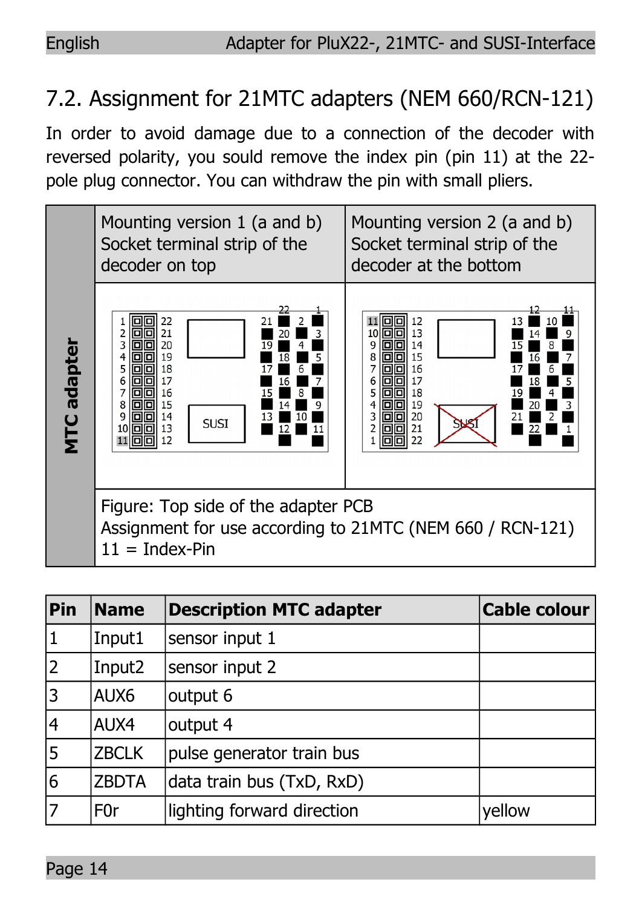## 7.2. Assignment for 21MTC adapters (NEM 660/RCN-121)

In order to avoid damage due to a connection of the decoder with reversed polarity, you sould remove the index pin (pin 11) at the 22-pole plug connector. You can withdraw the pin with small pliers.

| MTC adapter | Mounting version 1 (a and b) Socket terminal strip of the decoder on top | Mounting version 2 (a and b) Socket terminal strip of the decoder at the bottom |
|---|---|---|
| | | |
| | Figure: Top side of the adapter PCB Assignment for use according to 21MTC (NEM 660 / RCN-121) 11 = Index-Pin | |

| Pin | Name | Description MTC adapter | Cable colour |
|---|---|---|---|
| 1 | Input1 | sensor input 1 | |
| 2 | Input2 | sensor input 2 | |
| 3 | AUX6 | output 6 | |
| 4 | AUX4 | output 4 | |
| 5 | ZBCLK | pulse generator train bus | |
| 6 | ZBDTA | data train bus (TxD, RxD) | |
| 7 | F0r | lighting forward direction | yellow |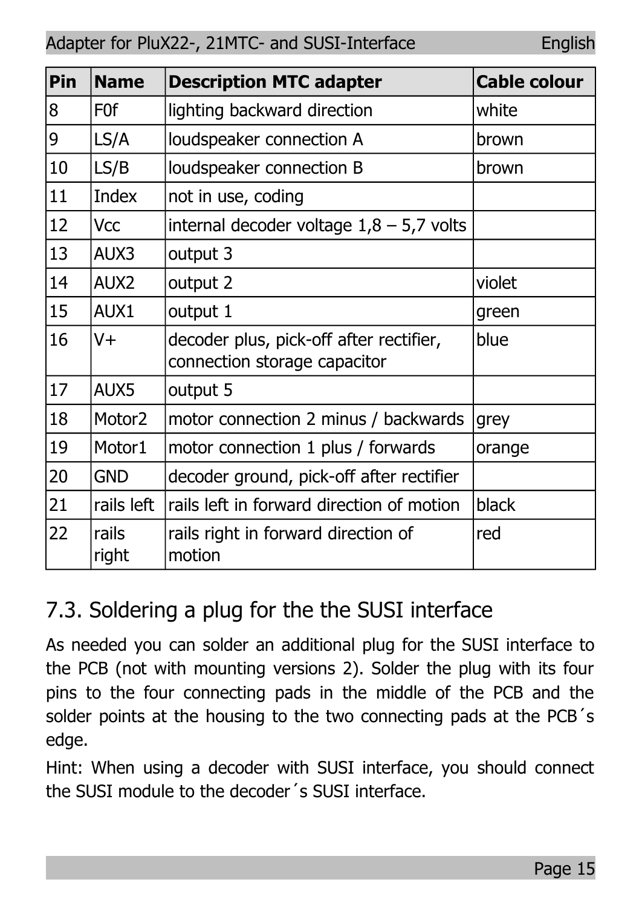| Pin | Name | Description MTC adapter | Cable colour |
|---|---|---|---|
| 8 | F0f | lighting backward direction | white |
| 9 | LS/A | loudspeaker connection A | brown |
| 10 | LS/B | loudspeaker connection B | brown |
| 11 | Index | not in use, coding | |
| 12 | Vcc | internal decoder voltage 1,8 – 5,7 volts | |
| 13 | AUX3 | output 3 | |
| 14 | AUX2 | output 2 | violet |
| 15 | AUX1 | output 1 | green |
| 16 | V+ | decoder plus, pick-off after rectifier, connection storage capacitor | blue |
| 17 | AUX5 | output 5 | |
| 18 | Motor2 | motor connection 2 minus / backwards | grey |
| 19 | Motor1 | motor connection 1 plus / forwards | orange |
| 20 | GND | decoder ground, pick-off after rectifier | |
| 21 | rails left | rails left in forward direction of motion | black |
| 22 | rails right | rails right in forward direction of motion | red |

## 7.3. Soldering a plug for the the SUSI interface

As needed you can solder an additional plug for the SUSI interface to the PCB (not with mounting versions 2). Solder the plug with its four pins to the four connecting pads in the middle of the PCB and the solder points at the housing to the two connecting pads at the PCB´s edge.

Hint: When using a decoder with SUSI interface, you should connect the SUSI module to the decoder´s SUSI interface.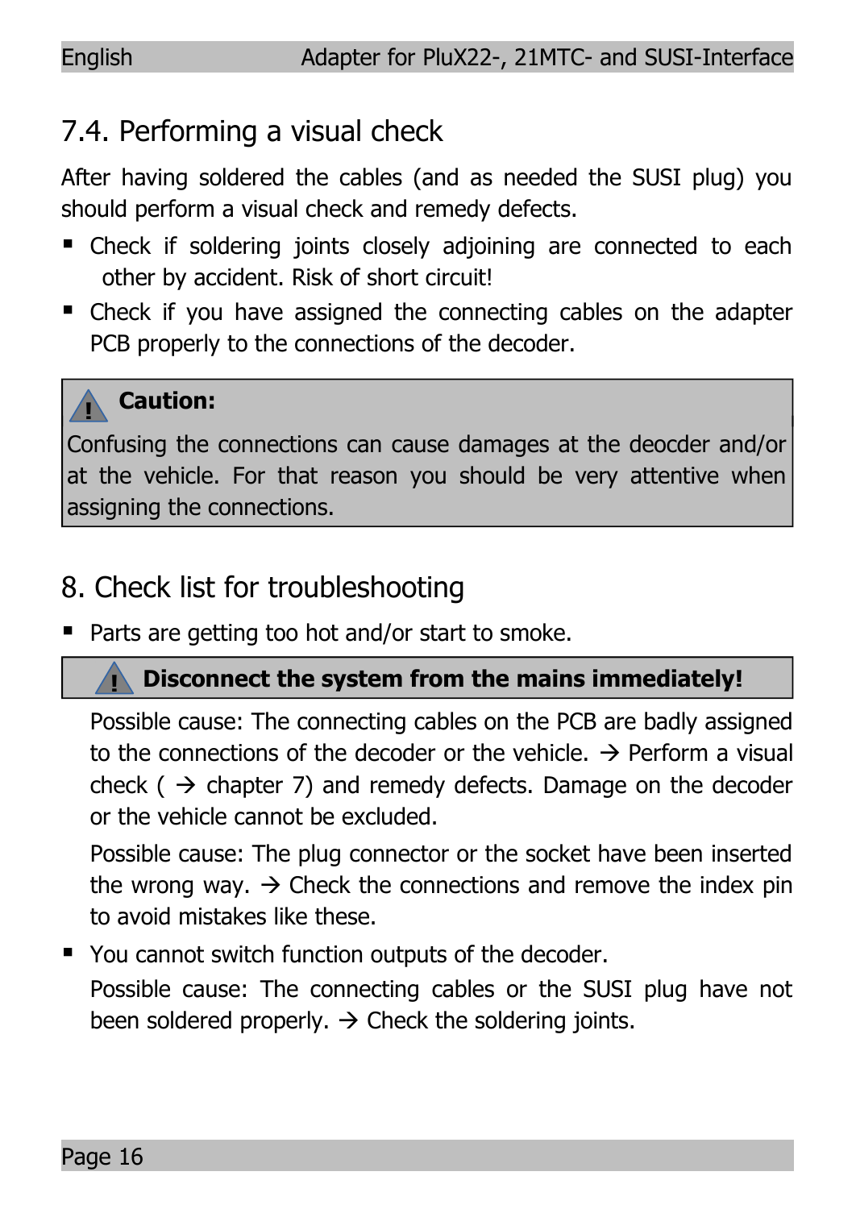## 7.4. Performing a visual check

After having soldered the cables (and as needed the SUSI plug) you should perform a visual check and remedy defects.

- Check if soldering joints closely adjoining are connected to each other by accident. Risk of short circuit!
- Check if you have assigned the connecting cables on the adapter PCB properly to the connections of the decoder.

> ⚠ **Caution:**
>
> Confusing the connections can cause damages at the deocder and/or at the vehicle. For that reason you should be very attentive when assigning the connections.

## 8. Check list for troubleshooting

- Parts are getting too hot and/or start to smoke.

> ⚠ **Disconnect the system from the mains immediately!**

  Possible cause: The connecting cables on the PCB are badly assigned to the connections of the decoder or the vehicle. → Perform a visual check ( → chapter 7) and remedy defects. Damage on the decoder or the vehicle cannot be excluded.

  Possible cause: The plug connector or the socket have been inserted the wrong way. → Check the connections and remove the index pin to avoid mistakes like these.

- You cannot switch function outputs of the decoder.

  Possible cause: The connecting cables or the SUSI plug have not been soldered properly. → Check the soldering joints.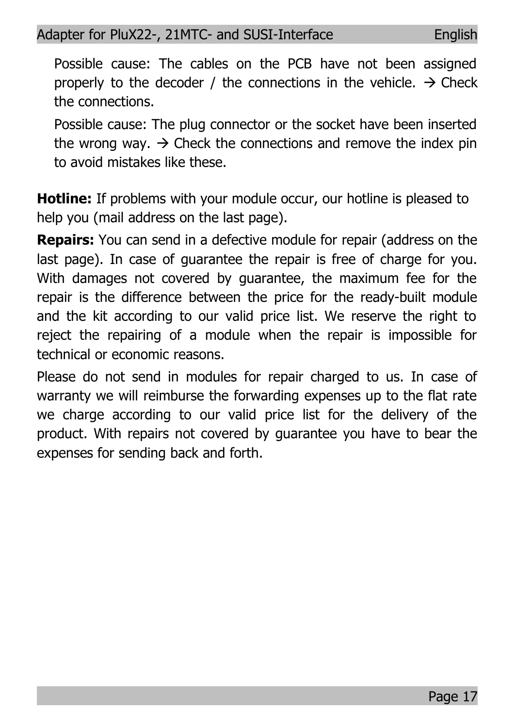Possible cause: The cables on the PCB have not been assigned properly to the decoder / the connections in the vehicle. → Check the connections.

Possible cause: The plug connector or the socket have been inserted the wrong way. → Check the connections and remove the index pin to avoid mistakes like these.

**Hotline:** If problems with your module occur, our hotline is pleased to help you (mail address on the last page).

**Repairs:** You can send in a defective module for repair (address on the last page). In case of guarantee the repair is free of charge for you. With damages not covered by guarantee, the maximum fee for the repair is the difference between the price for the ready-built module and the kit according to our valid price list. We reserve the right to reject the repairing of a module when the repair is impossible for technical or economic reasons.

Please do not send in modules for repair charged to us. In case of warranty we will reimburse the forwarding expenses up to the flat rate we charge according to our valid price list for the delivery of the product. With repairs not covered by guarantee you have to bear the expenses for sending back and forth.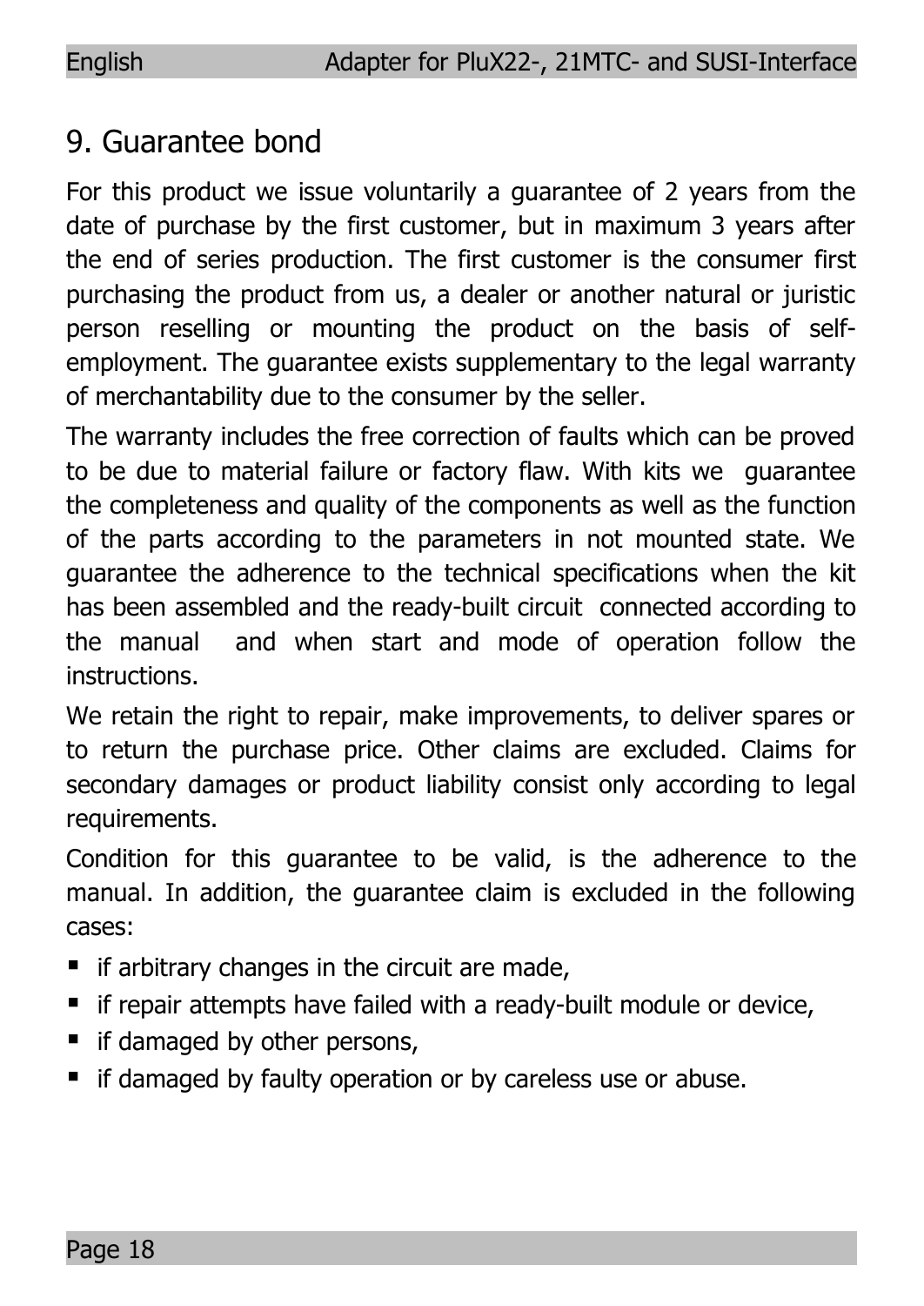## 9. Guarantee bond

For this product we issue voluntarily a guarantee of 2 years from the date of purchase by the first customer, but in maximum 3 years after the end of series production. The first customer is the consumer first purchasing the product from us, a dealer or another natural or juristic person reselling or mounting the product on the basis of self-employment. The guarantee exists supplementary to the legal warranty of merchantability due to the consumer by the seller.

The warranty includes the free correction of faults which can be proved to be due to material failure or factory flaw. With kits we guarantee the completeness and quality of the components as well as the function of the parts according to the parameters in not mounted state. We guarantee the adherence to the technical specifications when the kit has been assembled and the ready-built circuit connected according to the manual and when start and mode of operation follow the instructions.

We retain the right to repair, make improvements, to deliver spares or to return the purchase price. Other claims are excluded. Claims for secondary damages or product liability consist only according to legal requirements.

Condition for this guarantee to be valid, is the adherence to the manual. In addition, the guarantee claim is excluded in the following cases:

- if arbitrary changes in the circuit are made,
- if repair attempts have failed with a ready-built module or device,
- if damaged by other persons,
- if damaged by faulty operation or by careless use or abuse.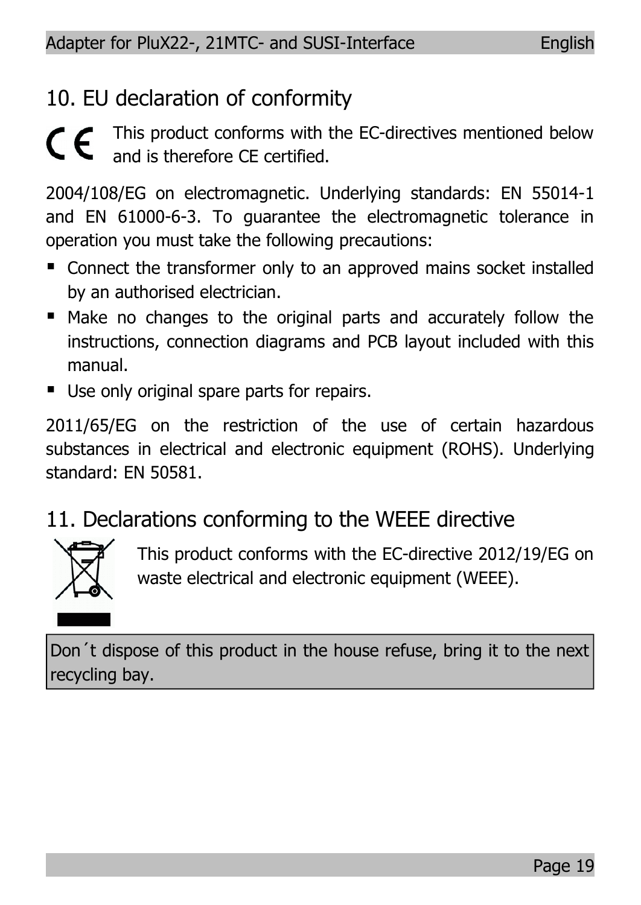## 10. EU declaration of conformity

This product conforms with the EC-directives mentioned below and is therefore CE certified.

2004/108/EG on electromagnetic. Underlying standards: EN 55014-1 and EN 61000-6-3. To guarantee the electromagnetic tolerance in operation you must take the following precautions:

- Connect the transformer only to an approved mains socket installed by an authorised electrician.
- Make no changes to the original parts and accurately follow the instructions, connection diagrams and PCB layout included with this manual.
- Use only original spare parts for repairs.

2011/65/EG on the restriction of the use of certain hazardous substances in electrical and electronic equipment (ROHS). Underlying standard: EN 50581.

## 11. Declarations conforming to the WEEE directive

This product conforms with the EC-directive 2012/19/EG on waste electrical and electronic equipment (WEEE).

| Don´t dispose of this product in the house refuse, bring it to the next recycling bay. |
|---|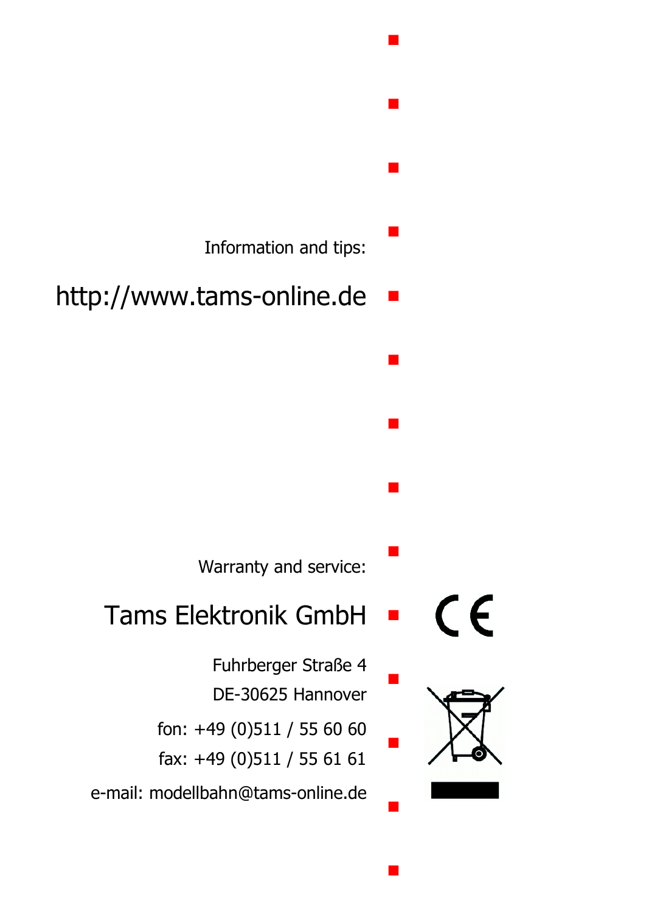Information and tips:

http://www.tams-online.de

Warranty and service:

Tams Elektronik GmbH

Fuhrberger Straße 4

DE-30625 Hannover

fon: +49 (0)511 / 55 60 60

fax: +49 (0)511 / 55 61 61

e-mail: modellbahn@tams-online.de